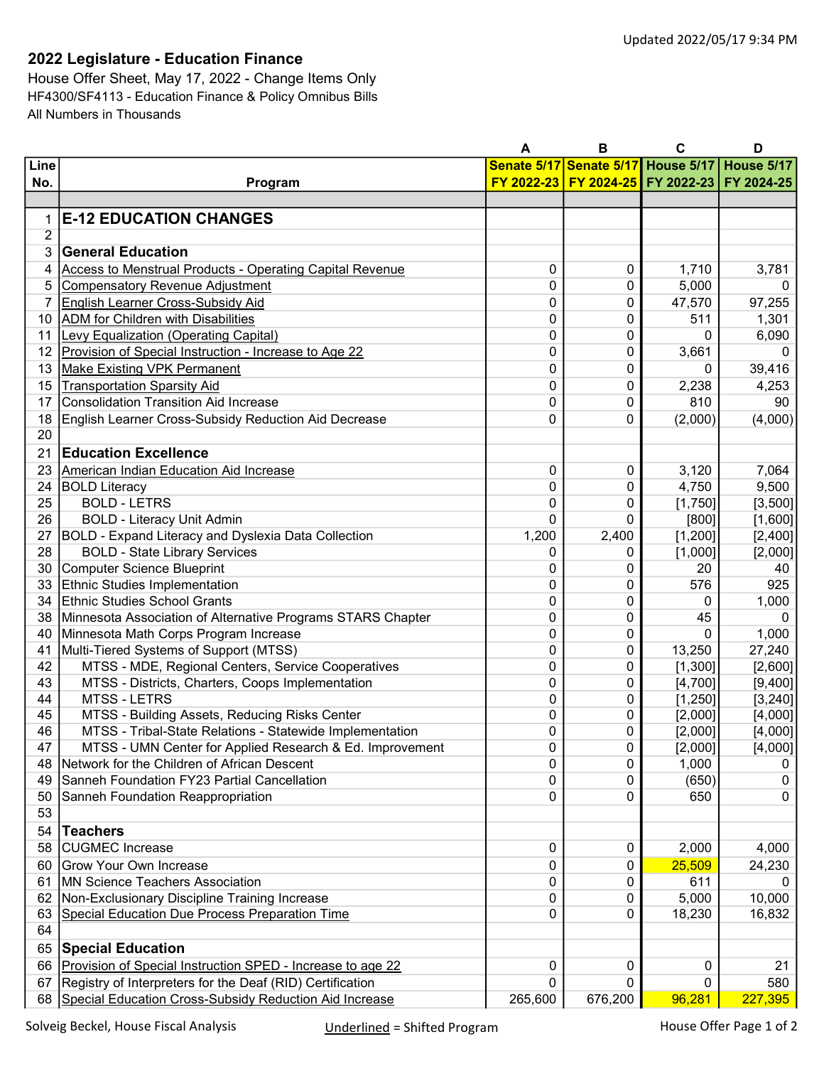Updated 2022/05/17 9:34 PM

## 2022 Legislature - Education Finance

House Offer Sheet, May 17, 2022 - Change Items Only
HF4300/SF4113 - Education Finance & Policy Omnibus Bills
All Numbers in Thousands

| | | A | B | C | D |
|---|---|---|---|---|---|
| Line No. | Program | Senate 5/17 FY 2022-23 | Senate 5/17 FY 2024-25 | House 5/17 FY 2022-23 | House 5/17 FY 2024-25 |
| 1 | **E-12 EDUCATION CHANGES** | | | | |
| 2 | | | | | |
| 3 | **General Education** | | | | |
| 4 | Access to Menstrual Products - Operating Capital Revenue | 0 | 0 | 1,710 | 3,781 |
| 5 | Compensatory Revenue Adjustment | 0 | 0 | 5,000 | 0 |
| 7 | English Learner Cross-Subsidy Aid | 0 | 0 | 47,570 | 97,255 |
| 10 | ADM for Children with Disabilities | 0 | 0 | 511 | 1,301 |
| 11 | Levy Equalization (Operating Capital) | 0 | 0 | 0 | 6,090 |
| 12 | Provision of Special Instruction - Increase to Age 22 | 0 | 0 | 3,661 | 0 |
| 13 | Make Existing VPK Permanent | 0 | 0 | 0 | 39,416 |
| 15 | Transportation Sparsity Aid | 0 | 0 | 2,238 | 4,253 |
| 17 | Consolidation Transition Aid Increase | 0 | 0 | 810 | 90 |
| 18 | English Learner Cross-Subsidy Reduction Aid Decrease | 0 | 0 | (2,000) | (4,000) |
| 20 | | | | | |
| 21 | **Education Excellence** | | | | |
| 23 | American Indian Education Aid Increase | 0 | 0 | 3,120 | 7,064 |
| 24 | BOLD Literacy | 0 | 0 | 4,750 | 9,500 |
| 25 | BOLD - LETRS | 0 | 0 | [1,750] | [3,500] |
| 26 | BOLD - Literacy Unit Admin | 0 | 0 | [800] | [1,600] |
| 27 | BOLD - Expand Literacy and Dyslexia Data Collection | 1,200 | 2,400 | [1,200] | [2,400] |
| 28 | BOLD - State Library Services | 0 | 0 | [1,000] | [2,000] |
| 30 | Computer Science Blueprint | 0 | 0 | 20 | 40 |
| 33 | Ethnic Studies Implementation | 0 | 0 | 576 | 925 |
| 34 | Ethnic Studies School Grants | 0 | 0 | 0 | 1,000 |
| 38 | Minnesota Association of Alternative Programs STARS Chapter | 0 | 0 | 45 | 0 |
| 40 | Minnesota Math Corps Program Increase | 0 | 0 | 0 | 1,000 |
| 41 | Multi-Tiered Systems of Support (MTSS) | 0 | 0 | 13,250 | 27,240 |
| 42 | MTSS - MDE, Regional Centers, Service Cooperatives | 0 | 0 | [1,300] | [2,600] |
| 43 | MTSS - Districts, Charters, Coops Implementation | 0 | 0 | [4,700] | [9,400] |
| 44 | MTSS - LETRS | 0 | 0 | [1,250] | [3,240] |
| 45 | MTSS - Building Assets, Reducing Risks Center | 0 | 0 | [2,000] | [4,000] |
| 46 | MTSS - Tribal-State Relations - Statewide Implementation | 0 | 0 | [2,000] | [4,000] |
| 47 | MTSS - UMN Center for Applied Research & Ed. Improvement | 0 | 0 | [2,000] | [4,000] |
| 48 | Network for the Children of African Descent | 0 | 0 | 1,000 | 0 |
| 49 | Sanneh Foundation FY23 Partial Cancellation | 0 | 0 | (650) | 0 |
| 50 | Sanneh Foundation Reappropriation | 0 | 0 | 650 | 0 |
| 53 | | | | | |
| 54 | **Teachers** | | | | |
| 58 | CUGMEC Increase | 0 | 0 | 2,000 | 4,000 |
| 60 | Grow Your Own Increase | 0 | 0 | 25,509 | 24,230 |
| 61 | MN Science Teachers Association | 0 | 0 | 611 | 0 |
| 62 | Non-Exclusionary Discipline Training Increase | 0 | 0 | 5,000 | 10,000 |
| 63 | Special Education Due Process Preparation Time | 0 | 0 | 18,230 | 16,832 |
| 64 | | | | | |
| 65 | **Special Education** | | | | |
| 66 | Provision of Special Instruction SPED - Increase to age 22 | 0 | 0 | 0 | 21 |
| 67 | Registry of Interpreters for the Deaf (RID) Certification | 0 | 0 | 0 | 580 |
| 68 | Special Education Cross-Subsidy Reduction Aid Increase | 265,600 | 676,200 | 96,281 | 227,395 |

Solveig Beckel, House Fiscal Analysis

Underlined = Shifted Program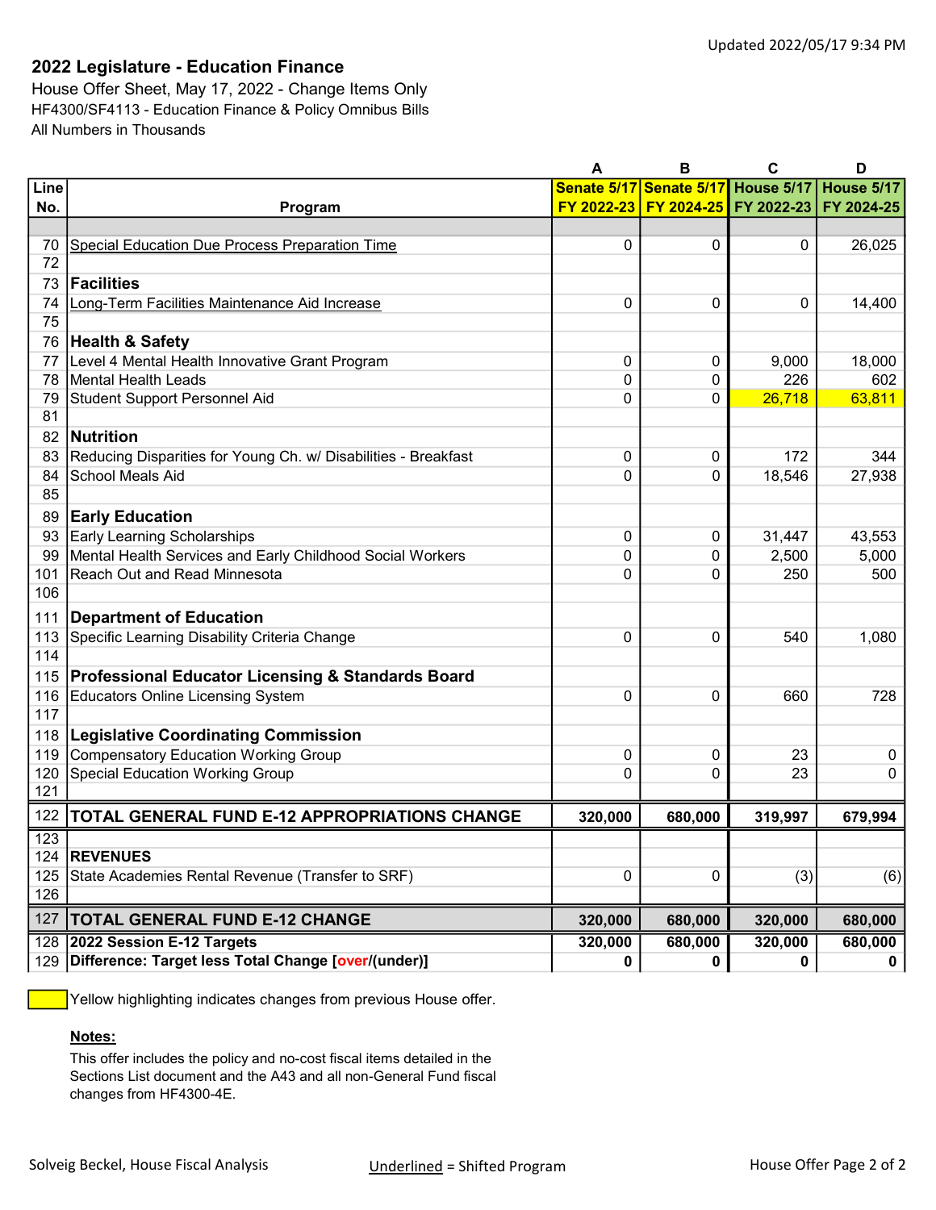Updated 2022/05/17 9:34 PM

## 2022 Legislature - Education Finance

House Offer Sheet, May 17, 2022 - Change Items Only
HF4300/SF4113 - Education Finance & Policy Omnibus Bills
All Numbers in Thousands

| | | A | B | C | D |
|---|---|---|---|---|---|
| Line No. | Program | Senate 5/17 FY 2022-23 | Senate 5/17 FY 2024-25 | House 5/17 FY 2022-23 | House 5/17 FY 2024-25 |
| | | | | | |
| 70 | Special Education Due Process Preparation Time | 0 | 0 | 0 | 26,025 |
| 72 | | | | | |
| 73 | **Facilities** | | | | |
| 74 | Long-Term Facilities Maintenance Aid Increase | 0 | 0 | 0 | 14,400 |
| 75 | | | | | |
| 76 | **Health & Safety** | | | | |
| 77 | Level 4 Mental Health Innovative Grant Program | 0 | 0 | 9,000 | 18,000 |
| 78 | Mental Health Leads | 0 | 0 | 226 | 602 |
| 79 | Student Support Personnel Aid | 0 | 0 | 26,718 | 63,811 |
| 81 | | | | | |
| 82 | **Nutrition** | | | | |
| 83 | Reducing Disparities for Young Ch. w/ Disabilities - Breakfast | 0 | 0 | 172 | 344 |
| 84 | School Meals Aid | 0 | 0 | 18,546 | 27,938 |
| 85 | | | | | |
| 89 | **Early Education** | | | | |
| 93 | Early Learning Scholarships | 0 | 0 | 31,447 | 43,553 |
| 99 | Mental Health Services and Early Childhood Social Workers | 0 | 0 | 2,500 | 5,000 |
| 101 | Reach Out and Read Minnesota | 0 | 0 | 250 | 500 |
| 106 | | | | | |
| 111 | **Department of Education** | | | | |
| 113 | Specific Learning Disability Criteria Change | 0 | 0 | 540 | 1,080 |
| 114 | | | | | |
| 115 | **Professional Educator Licensing & Standards Board** | | | | |
| 116 | Educators Online Licensing System | 0 | 0 | 660 | 728 |
| 117 | | | | | |
| 118 | **Legislative Coordinating Commission** | | | | |
| 119 | Compensatory Education Working Group | 0 | 0 | 23 | 0 |
| 120 | Special Education Working Group | 0 | 0 | 23 | 0 |
| 121 | | | | | |
| 122 | **TOTAL GENERAL FUND E-12 APPROPRIATIONS CHANGE** | **320,000** | **680,000** | **319,997** | **679,994** |
| 123 | | | | | |
| 124 | **REVENUES** | | | | |
| 125 | State Academies Rental Revenue (Transfer to SRF) | 0 | 0 | (3) | (6) |
| 126 | | | | | |
| 127 | **TOTAL GENERAL FUND E-12 CHANGE** | **320,000** | **680,000** | **320,000** | **680,000** |
| 128 | **2022 Session E-12 Targets** | **320,000** | **680,000** | **320,000** | **680,000** |
| 129 | **Difference: Target less Total Change [over/(under)]** | **0** | **0** | **0** | **0** |

Yellow highlighting indicates changes from previous House offer.

**Notes:**

This offer includes the policy and no-cost fiscal items detailed in the Sections List document and the A43 and all non-General Fund fiscal changes from HF4300-4E.

Solveig Beckel, House Fiscal Analysis

Underlined = Shifted Program